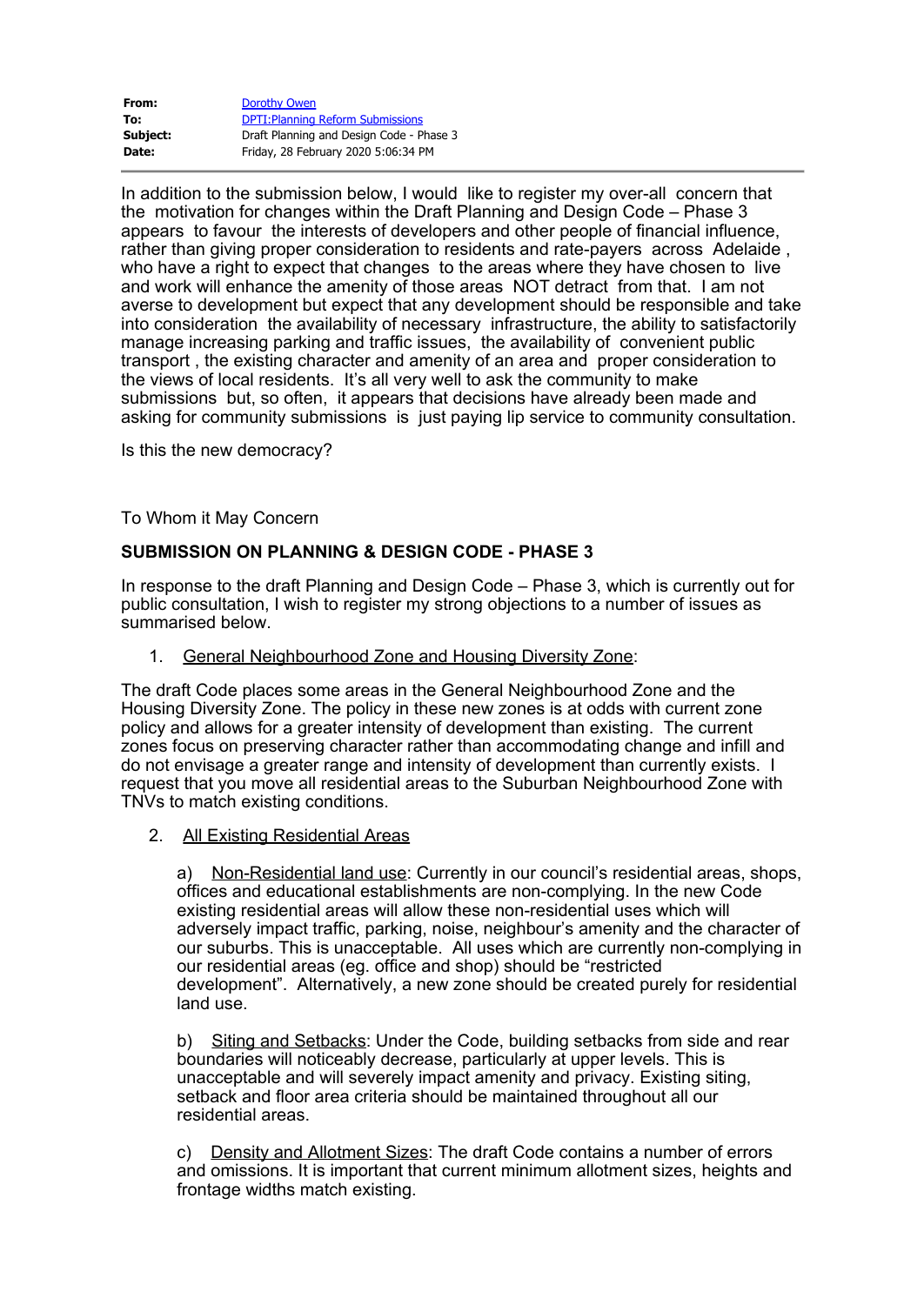| **From:** | Dorothy Owen |
|---|---|
| **To:** | DPTI:Planning Reform Submissions |
| **Subject:** | Draft Planning and Design Code - Phase 3 |
| **Date:** | Friday, 28 February 2020 5:06:34 PM |

In addition to the submission below, I would like to register my over-all concern that the motivation for changes within the Draft Planning and Design Code – Phase 3 appears to favour the interests of developers and other people of financial influence, rather than giving proper consideration to residents and rate-payers across Adelaide , who have a right to expect that changes to the areas where they have chosen to live and work will enhance the amenity of those areas NOT detract from that. I am not averse to development but expect that any development should be responsible and take into consideration the availability of necessary infrastructure, the ability to satisfactorily manage increasing parking and traffic issues, the availability of convenient public transport , the existing character and amenity of an area and proper consideration to the views of local residents. It's all very well to ask the community to make submissions but, so often, it appears that decisions have already been made and asking for community submissions is just paying lip service to community consultation.

Is this the new democracy?

To Whom it May Concern

**SUBMISSION ON PLANNING & DESIGN CODE - PHASE 3**

In response to the draft Planning and Design Code – Phase 3, which is currently out for public consultation, I wish to register my strong objections to a number of issues as summarised below.

1. General Neighbourhood Zone and Housing Diversity Zone:

The draft Code places some areas in the General Neighbourhood Zone and the Housing Diversity Zone. The policy in these new zones is at odds with current zone policy and allows for a greater intensity of development than existing. The current zones focus on preserving character rather than accommodating change and infill and do not envisage a greater range and intensity of development than currently exists. I request that you move all residential areas to the Suburban Neighbourhood Zone with TNVs to match existing conditions.

2. All Existing Residential Areas

a) Non-Residential land use: Currently in our council's residential areas, shops, offices and educational establishments are non-complying. In the new Code existing residential areas will allow these non-residential uses which will adversely impact traffic, parking, noise, neighbour's amenity and the character of our suburbs. This is unacceptable. All uses which are currently non-complying in our residential areas (eg. office and shop) should be "restricted development". Alternatively, a new zone should be created purely for residential land use.

b) Siting and Setbacks: Under the Code, building setbacks from side and rear boundaries will noticeably decrease, particularly at upper levels. This is unacceptable and will severely impact amenity and privacy. Existing siting, setback and floor area criteria should be maintained throughout all our residential areas.

c) Density and Allotment Sizes: The draft Code contains a number of errors and omissions. It is important that current minimum allotment sizes, heights and frontage widths match existing.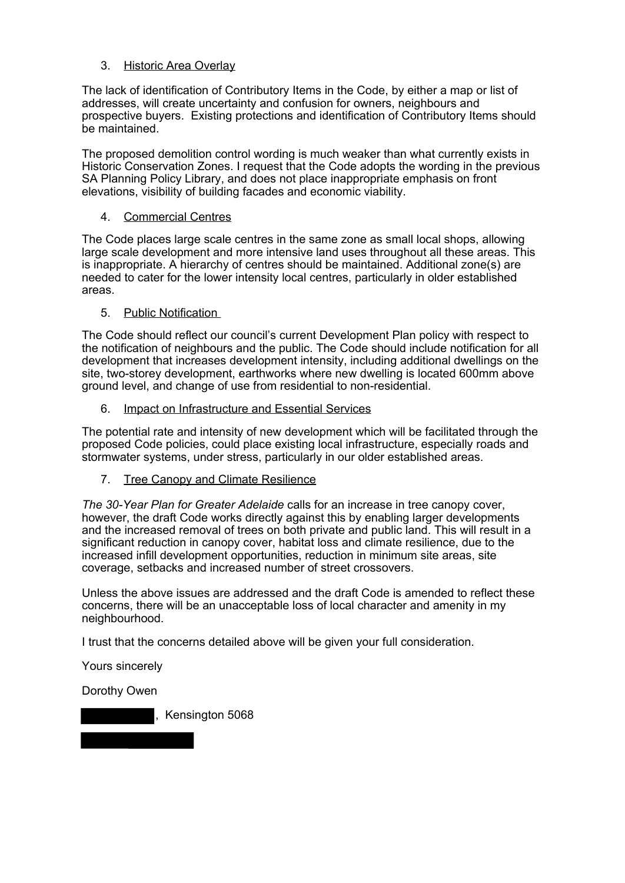3. <u>Historic Area Overlay</u>

The lack of identification of Contributory Items in the Code, by either a map or list of addresses, will create uncertainty and confusion for owners, neighbours and prospective buyers. Existing protections and identification of Contributory Items should be maintained.

The proposed demolition control wording is much weaker than what currently exists in Historic Conservation Zones. I request that the Code adopts the wording in the previous SA Planning Policy Library, and does not place inappropriate emphasis on front elevations, visibility of building facades and economic viability.

4. <u>Commercial Centres</u>

The Code places large scale centres in the same zone as small local shops, allowing large scale development and more intensive land uses throughout all these areas. This is inappropriate. A hierarchy of centres should be maintained. Additional zone(s) are needed to cater for the lower intensity local centres, particularly in older established areas.

5. <u>Public Notification</u>

The Code should reflect our council's current Development Plan policy with respect to the notification of neighbours and the public. The Code should include notification for all development that increases development intensity, including additional dwellings on the site, two-storey development, earthworks where new dwelling is located 600mm above ground level, and change of use from residential to non-residential.

6. <u>Impact on Infrastructure and Essential Services</u>

The potential rate and intensity of new development which will be facilitated through the proposed Code policies, could place existing local infrastructure, especially roads and stormwater systems, under stress, particularly in our older established areas.

7. <u>Tree Canopy and Climate Resilience</u>

*The 30-Year Plan for Greater Adelaide* calls for an increase in tree canopy cover, however, the draft Code works directly against this by enabling larger developments and the increased removal of trees on both private and public land. This will result in a significant reduction in canopy cover, habitat loss and climate resilience, due to the increased infill development opportunities, reduction in minimum site areas, site coverage, setbacks and increased number of street crossovers.

Unless the above issues are addressed and the draft Code is amended to reflect these concerns, there will be an unacceptable loss of local character and amenity in my neighbourhood.

I trust that the concerns detailed above will be given your full consideration.

Yours sincerely

Dorothy Owen

█████, Kensington 5068

█████